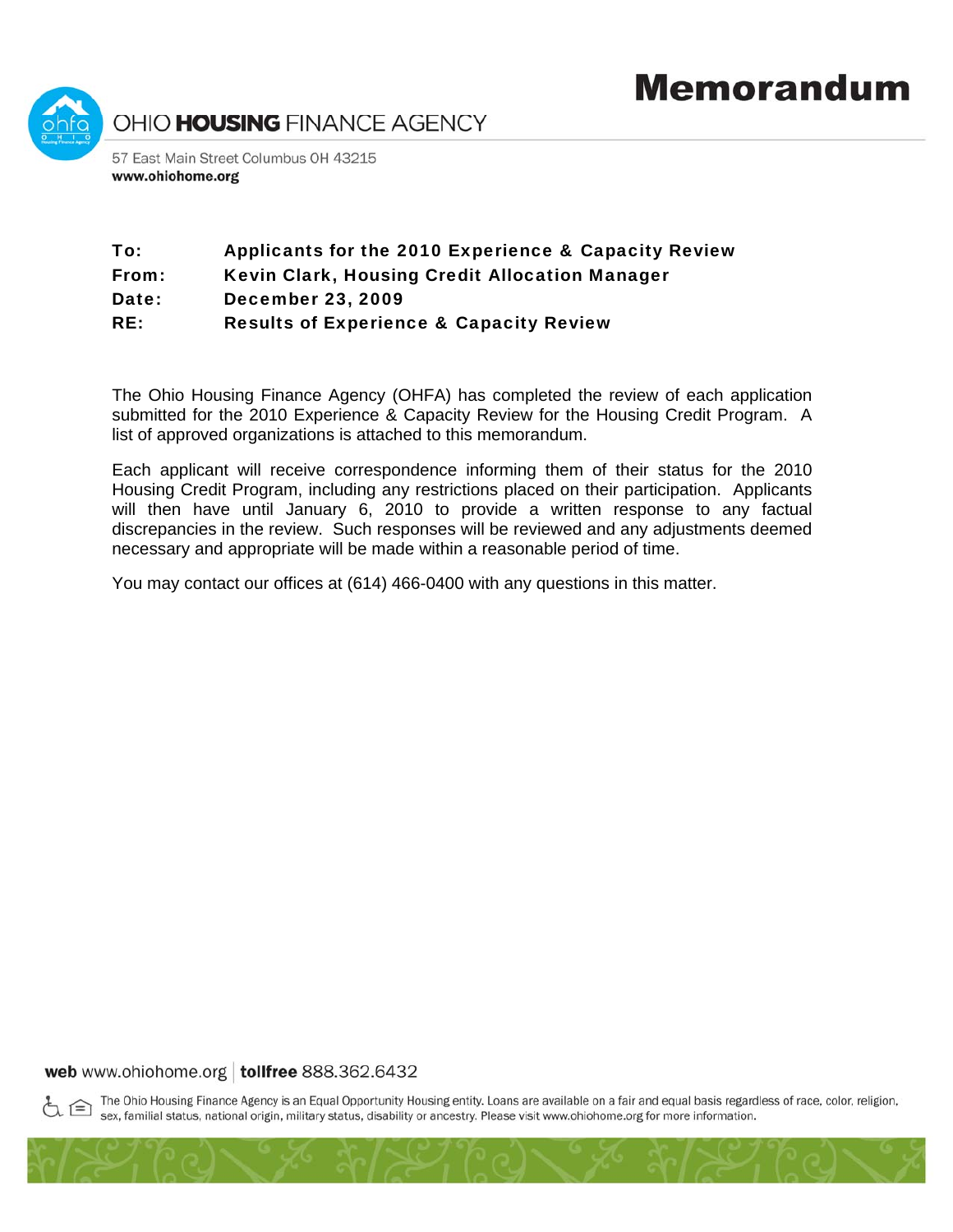# Memorandum

OHIO **HOUSING** FINANCE AGENCY

57 East Main Street Columbus OH 43215
**www.ohiohome.org**

| | |
|---|---|
| **To:** | **Applicants for the 2010 Experience & Capacity Review** |
| **From:** | **Kevin Clark, Housing Credit Allocation Manager** |
| **Date:** | **December 23, 2009** |
| **RE:** | **Results of Experience & Capacity Review** |

The Ohio Housing Finance Agency (OHFA) has completed the review of each application submitted for the 2010 Experience & Capacity Review for the Housing Credit Program. A list of approved organizations is attached to this memorandum.

Each applicant will receive correspondence informing them of their status for the 2010 Housing Credit Program, including any restrictions placed on their participation. Applicants will then have until January 6, 2010 to provide a written response to any factual discrepancies in the review. Such responses will be reviewed and any adjustments deemed necessary and appropriate will be made within a reasonable period of time.

You may contact our offices at (614) 466-0400 with any questions in this matter.

**web** www.ohiohome.org | **tollfree** 888.362.6432

The Ohio Housing Finance Agency is an Equal Opportunity Housing entity. Loans are available on a fair and equal basis regardless of race, color, religion, sex, familial status, national origin, military status, disability or ancestry. Please visit www.ohiohome.org for more information.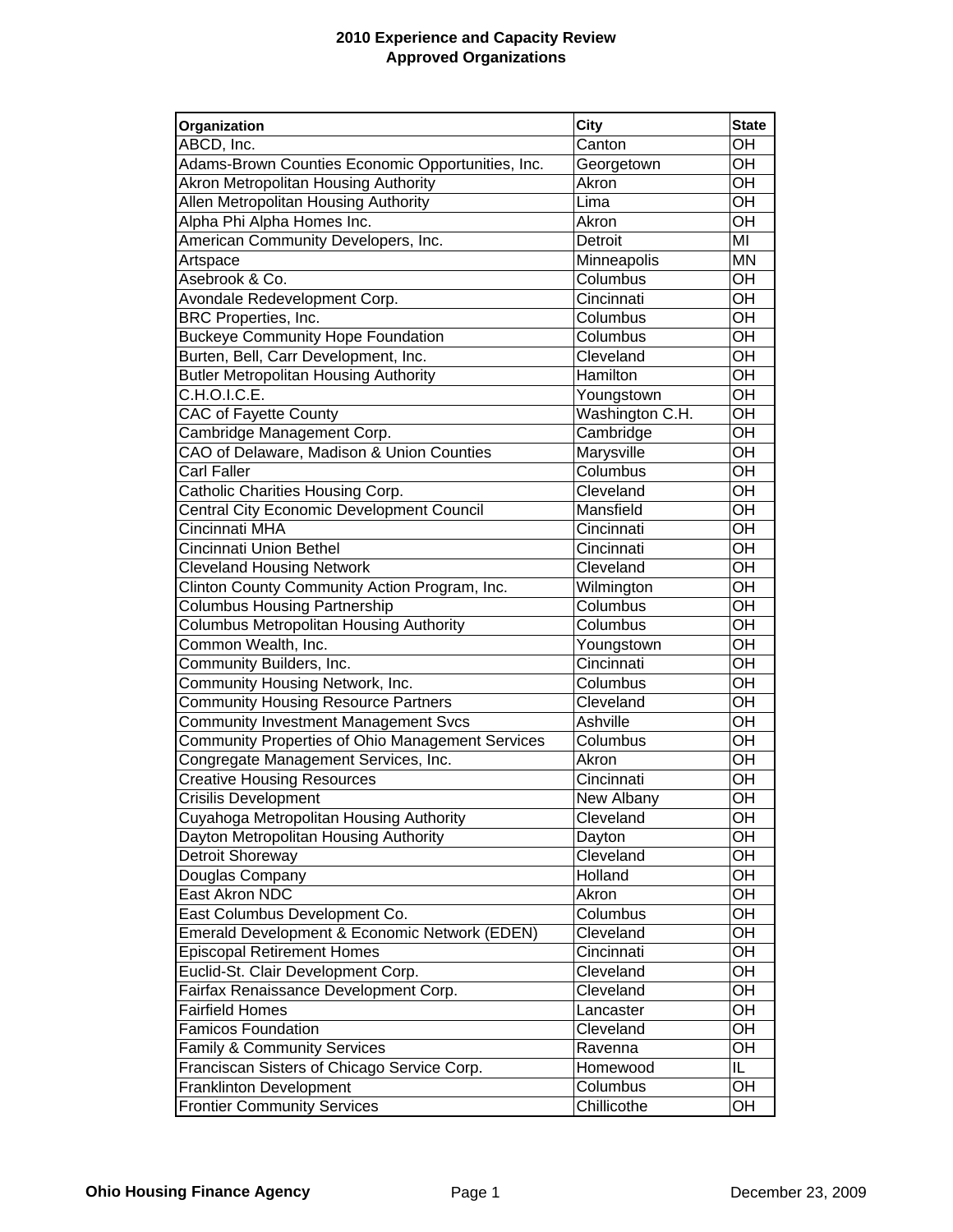# 2010 Experience and Capacity Review
## Approved Organizations

| Organization | City | State |
|---|---|---|
| ABCD, Inc. | Canton | OH |
| Adams-Brown Counties Economic Opportunities, Inc. | Georgetown | OH |
| Akron Metropolitan Housing Authority | Akron | OH |
| Allen Metropolitan Housing Authority | Lima | OH |
| Alpha Phi Alpha Homes Inc. | Akron | OH |
| American Community Developers, Inc. | Detroit | MI |
| Artspace | Minneapolis | MN |
| Asebrook & Co. | Columbus | OH |
| Avondale Redevelopment Corp. | Cincinnati | OH |
| BRC Properties, Inc. | Columbus | OH |
| Buckeye Community Hope Foundation | Columbus | OH |
| Burten, Bell, Carr Development, Inc. | Cleveland | OH |
| Butler Metropolitan Housing Authority | Hamilton | OH |
| C.H.O.I.C.E. | Youngstown | OH |
| CAC of Fayette County | Washington C.H. | OH |
| Cambridge Management Corp. | Cambridge | OH |
| CAO of Delaware, Madison & Union Counties | Marysville | OH |
| Carl Faller | Columbus | OH |
| Catholic Charities Housing Corp. | Cleveland | OH |
| Central City Economic Development Council | Mansfield | OH |
| Cincinnati MHA | Cincinnati | OH |
| Cincinnati Union Bethel | Cincinnati | OH |
| Cleveland Housing Network | Cleveland | OH |
| Clinton County Community Action Program, Inc. | Wilmington | OH |
| Columbus Housing Partnership | Columbus | OH |
| Columbus Metropolitan Housing Authority | Columbus | OH |
| Common Wealth, Inc. | Youngstown | OH |
| Community Builders, Inc. | Cincinnati | OH |
| Community Housing Network, Inc. | Columbus | OH |
| Community Housing Resource Partners | Cleveland | OH |
| Community Investment Management Svcs | Ashville | OH |
| Community Properties of Ohio Management Services | Columbus | OH |
| Congregate Management Services, Inc. | Akron | OH |
| Creative Housing Resources | Cincinnati | OH |
| Crisilis Development | New Albany | OH |
| Cuyahoga Metropolitan Housing Authority | Cleveland | OH |
| Dayton Metropolitan Housing Authority | Dayton | OH |
| Detroit Shoreway | Cleveland | OH |
| Douglas Company | Holland | OH |
| East Akron NDC | Akron | OH |
| East Columbus Development Co. | Columbus | OH |
| Emerald Development & Economic Network (EDEN) | Cleveland | OH |
| Episcopal Retirement Homes | Cincinnati | OH |
| Euclid-St. Clair Development Corp. | Cleveland | OH |
| Fairfax Renaissance Development Corp. | Cleveland | OH |
| Fairfield Homes | Lancaster | OH |
| Famicos Foundation | Cleveland | OH |
| Family & Community Services | Ravenna | OH |
| Franciscan Sisters of Chicago Service Corp. | Homewood | IL |
| Franklinton Development | Columbus | OH |
| Frontier Community Services | Chillicothe | OH |

**Ohio Housing Finance Agency** December 23, 2009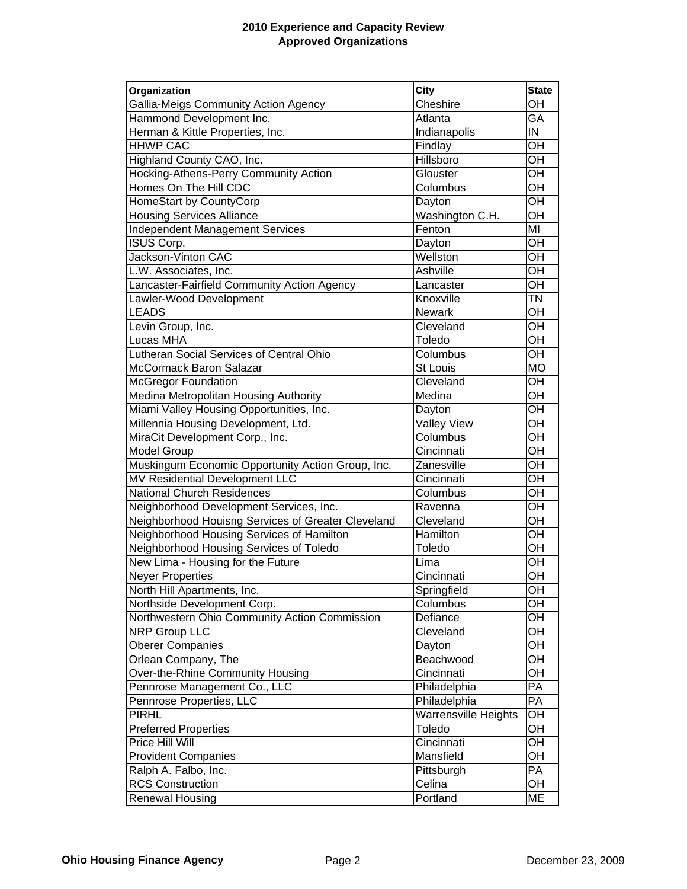**2010 Experience and Capacity Review**
**Approved Organizations**

| Organization | City | State |
|---|---|---|
| Gallia-Meigs Community Action Agency | Cheshire | OH |
| Hammond Development Inc. | Atlanta | GA |
| Herman & Kittle Properties, Inc. | Indianapolis | IN |
| HHWP CAC | Findlay | OH |
| Highland County CAO, Inc. | Hillsboro | OH |
| Hocking-Athens-Perry Community Action | Glouster | OH |
| Homes On The Hill CDC | Columbus | OH |
| HomeStart by CountyCorp | Dayton | OH |
| Housing Services Alliance | Washington C.H. | OH |
| Independent Management Services | Fenton | MI |
| ISUS Corp. | Dayton | OH |
| Jackson-Vinton CAC | Wellston | OH |
| L.W. Associates, Inc. | Ashville | OH |
| Lancaster-Fairfield Community Action Agency | Lancaster | OH |
| Lawler-Wood Development | Knoxville | TN |
| LEADS | Newark | OH |
| Levin Group, Inc. | Cleveland | OH |
| Lucas MHA | Toledo | OH |
| Lutheran Social Services of Central Ohio | Columbus | OH |
| McCormack Baron Salazar | St Louis | MO |
| McGregor Foundation | Cleveland | OH |
| Medina Metropolitan Housing Authority | Medina | OH |
| Miami Valley Housing Opportunities, Inc. | Dayton | OH |
| Millennia Housing Development, Ltd. | Valley View | OH |
| MiraCit Development Corp., Inc. | Columbus | OH |
| Model Group | Cincinnati | OH |
| Muskingum Economic Opportunity Action Group, Inc. | Zanesville | OH |
| MV Residential Development LLC | Cincinnati | OH |
| National Church Residences | Columbus | OH |
| Neighborhood Development Services, Inc. | Ravenna | OH |
| Neighborhood Houisng Services of Greater Cleveland | Cleveland | OH |
| Neighborhood Housing Services of Hamilton | Hamilton | OH |
| Neighborhood Housing Services of Toledo | Toledo | OH |
| New Lima - Housing for the Future | Lima | OH |
| Neyer Properties | Cincinnati | OH |
| North Hill Apartments, Inc. | Springfield | OH |
| Northside Development Corp. | Columbus | OH |
| Northwestern Ohio Community Action Commission | Defiance | OH |
| NRP Group LLC | Cleveland | OH |
| Oberer Companies | Dayton | OH |
| Orlean Company, The | Beachwood | OH |
| Over-the-Rhine Community Housing | Cincinnati | OH |
| Pennrose Management Co., LLC | Philadelphia | PA |
| Pennrose Properties, LLC | Philadelphia | PA |
| PIRHL | Warrensville Heights | OH |
| Preferred Properties | Toledo | OH |
| Price Hill Will | Cincinnati | OH |
| Provident Companies | Mansfield | OH |
| Ralph A. Falbo, Inc. | Pittsburgh | PA |
| RCS Construction | Celina | OH |
| Renewal Housing | Portland | ME |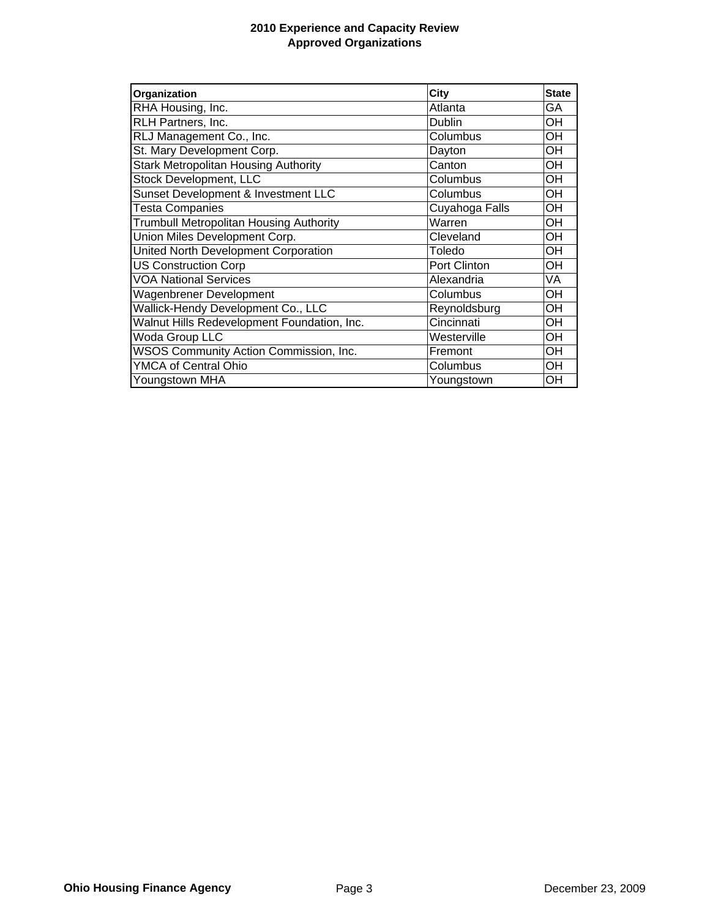## 2010 Experience and Capacity Review
## Approved Organizations

| Organization | City | State |
|---|---|---|
| RHA Housing, Inc. | Atlanta | GA |
| RLH Partners, Inc. | Dublin | OH |
| RLJ Management Co., Inc. | Columbus | OH |
| St. Mary Development Corp. | Dayton | OH |
| Stark Metropolitan Housing Authority | Canton | OH |
| Stock Development, LLC | Columbus | OH |
| Sunset Development & Investment LLC | Columbus | OH |
| Testa Companies | Cuyahoga Falls | OH |
| Trumbull Metropolitan Housing Authority | Warren | OH |
| Union Miles Development Corp. | Cleveland | OH |
| United North Development Corporation | Toledo | OH |
| US Construction Corp | Port Clinton | OH |
| VOA National Services | Alexandria | VA |
| Wagenbrener Development | Columbus | OH |
| Wallick-Hendy Development Co., LLC | Reynoldsburg | OH |
| Walnut Hills Redevelopment Foundation, Inc. | Cincinnati | OH |
| Woda Group LLC | Westerville | OH |
| WSOS Community Action Commission, Inc. | Fremont | OH |
| YMCA of Central Ohio | Columbus | OH |
| Youngstown MHA | Youngstown | OH |